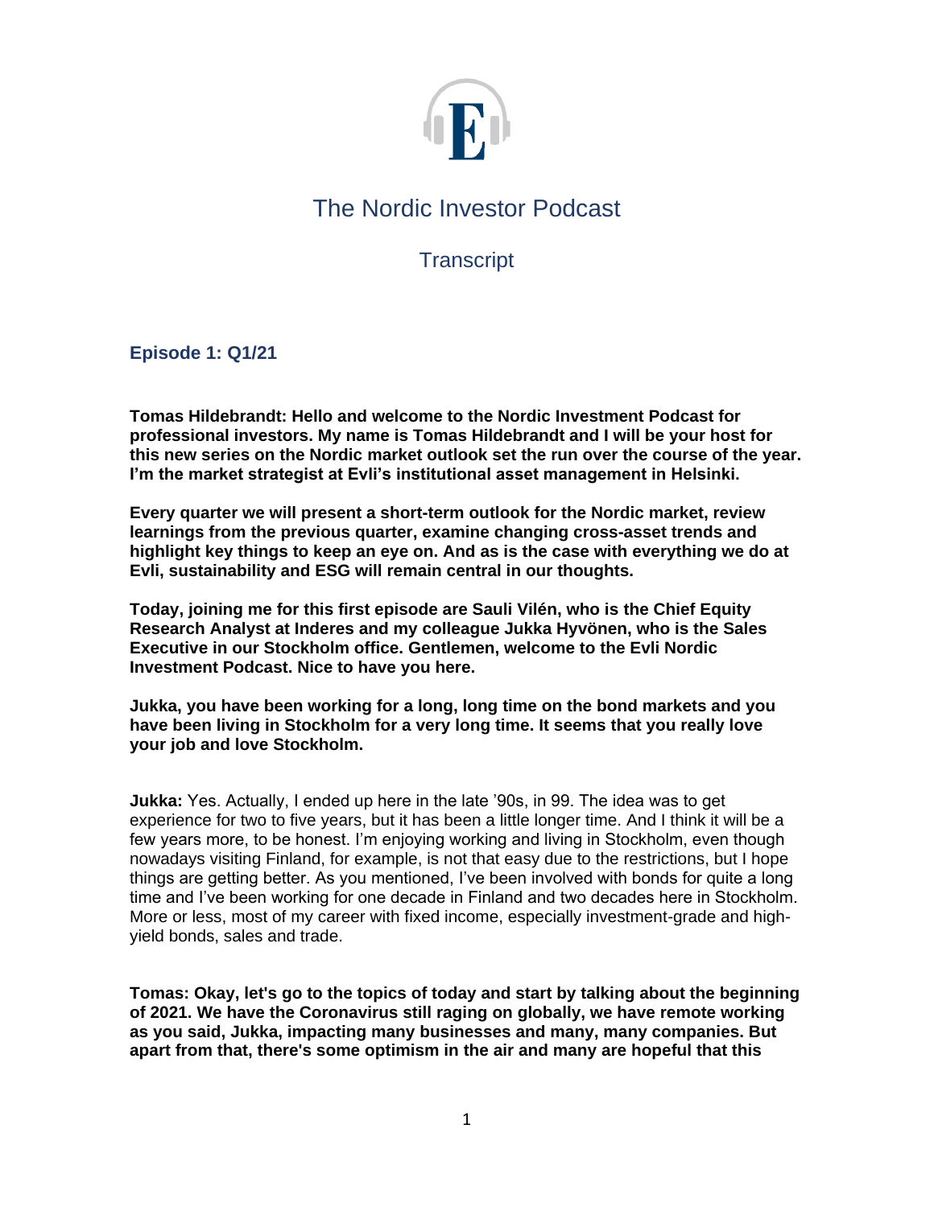# The Nordic Investor Podcast

## Transcript

### Episode 1: Q1/21

**Tomas Hildebrandt: Hello and welcome to the Nordic Investment Podcast for professional investors. My name is Tomas Hildebrandt and I will be your host for this new series on the Nordic market outlook set the run over the course of the year. I'm the market strategist at Evli's institutional asset management in Helsinki.**

**Every quarter we will present a short-term outlook for the Nordic market, review learnings from the previous quarter, examine changing cross-asset trends and highlight key things to keep an eye on. And as is the case with everything we do at Evli, sustainability and ESG will remain central in our thoughts.**

**Today, joining me for this first episode are Sauli Vilén, who is the Chief Equity Research Analyst at Inderes and my colleague Jukka Hyvönen, who is the Sales Executive in our Stockholm office. Gentlemen, welcome to the Evli Nordic Investment Podcast. Nice to have you here.**

**Jukka, you have been working for a long, long time on the bond markets and you have been living in Stockholm for a very long time. It seems that you really love your job and love Stockholm.**

**Jukka:** Yes. Actually, I ended up here in the late '90s, in 99. The idea was to get experience for two to five years, but it has been a little longer time. And I think it will be a few years more, to be honest. I'm enjoying working and living in Stockholm, even though nowadays visiting Finland, for example, is not that easy due to the restrictions, but I hope things are getting better. As you mentioned, I've been involved with bonds for quite a long time and I've been working for one decade in Finland and two decades here in Stockholm. More or less, most of my career with fixed income, especially investment-grade and high-yield bonds, sales and trade.

**Tomas: Okay, let's go to the topics of today and start by talking about the beginning of 2021. We have the Coronavirus still raging on globally, we have remote working as you said, Jukka, impacting many businesses and many, many companies. But apart from that, there's some optimism in the air and many are hopeful that this**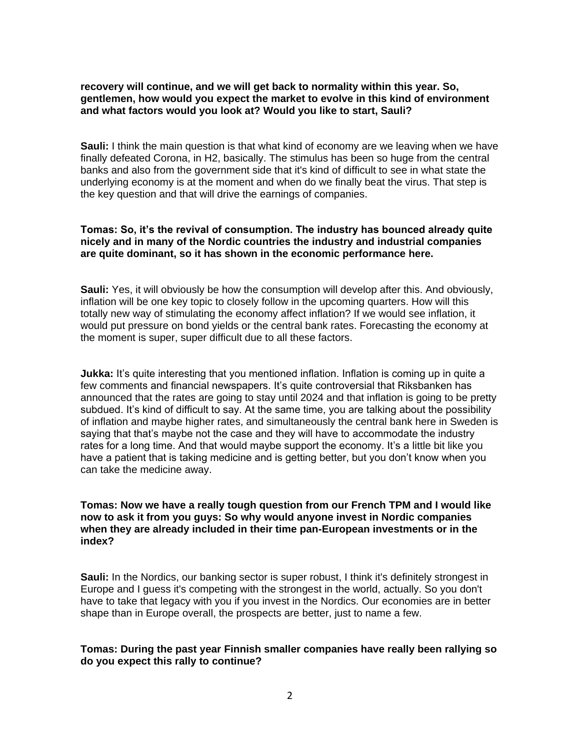**recovery will continue, and we will get back to normality within this year. So, gentlemen, how would you expect the market to evolve in this kind of environment and what factors would you look at? Would you like to start, Sauli?**

**Sauli:** I think the main question is that what kind of economy are we leaving when we have finally defeated Corona, in H2, basically. The stimulus has been so huge from the central banks and also from the government side that it's kind of difficult to see in what state the underlying economy is at the moment and when do we finally beat the virus. That step is the key question and that will drive the earnings of companies.

**Tomas: So, it's the revival of consumption. The industry has bounced already quite nicely and in many of the Nordic countries the industry and industrial companies are quite dominant, so it has shown in the economic performance here.**

**Sauli:** Yes, it will obviously be how the consumption will develop after this. And obviously, inflation will be one key topic to closely follow in the upcoming quarters. How will this totally new way of stimulating the economy affect inflation? If we would see inflation, it would put pressure on bond yields or the central bank rates. Forecasting the economy at the moment is super, super difficult due to all these factors.

**Jukka:** It's quite interesting that you mentioned inflation. Inflation is coming up in quite a few comments and financial newspapers. It's quite controversial that Riksbanken has announced that the rates are going to stay until 2024 and that inflation is going to be pretty subdued. It's kind of difficult to say. At the same time, you are talking about the possibility of inflation and maybe higher rates, and simultaneously the central bank here in Sweden is saying that that's maybe not the case and they will have to accommodate the industry rates for a long time. And that would maybe support the economy. It's a little bit like you have a patient that is taking medicine and is getting better, but you don't know when you can take the medicine away.

**Tomas: Now we have a really tough question from our French TPM and I would like now to ask it from you guys: So why would anyone invest in Nordic companies when they are already included in their time pan-European investments or in the index?**

**Sauli:** In the Nordics, our banking sector is super robust, I think it's definitely strongest in Europe and I guess it's competing with the strongest in the world, actually. So you don't have to take that legacy with you if you invest in the Nordics. Our economies are in better shape than in Europe overall, the prospects are better, just to name a few.

**Tomas: During the past year Finnish smaller companies have really been rallying so do you expect this rally to continue?**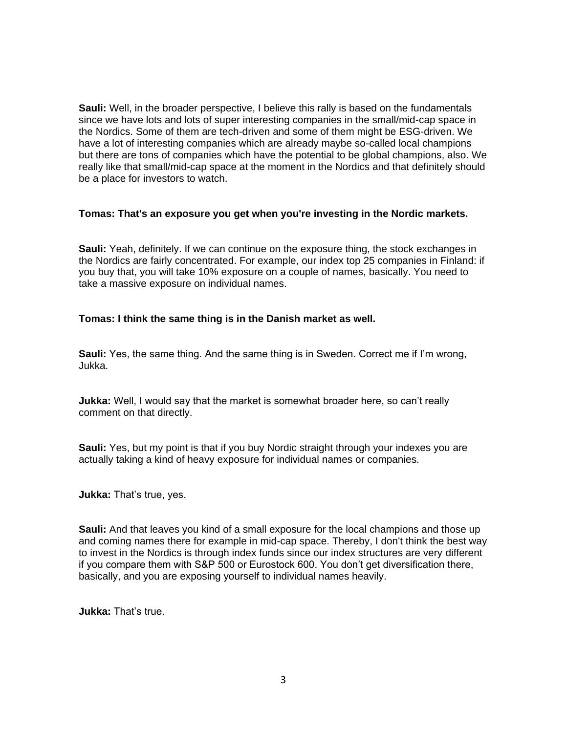**Sauli:** Well, in the broader perspective, I believe this rally is based on the fundamentals since we have lots and lots of super interesting companies in the small/mid-cap space in the Nordics. Some of them are tech-driven and some of them might be ESG-driven. We have a lot of interesting companies which are already maybe so-called local champions but there are tons of companies which have the potential to be global champions, also. We really like that small/mid-cap space at the moment in the Nordics and that definitely should be a place for investors to watch.

**Tomas: That's an exposure you get when you're investing in the Nordic markets.**

**Sauli:** Yeah, definitely. If we can continue on the exposure thing, the stock exchanges in the Nordics are fairly concentrated. For example, our index top 25 companies in Finland: if you buy that, you will take 10% exposure on a couple of names, basically. You need to take a massive exposure on individual names.

**Tomas: I think the same thing is in the Danish market as well.**

**Sauli:** Yes, the same thing. And the same thing is in Sweden. Correct me if I'm wrong, Jukka.

**Jukka:** Well, I would say that the market is somewhat broader here, so can't really comment on that directly.

**Sauli:** Yes, but my point is that if you buy Nordic straight through your indexes you are actually taking a kind of heavy exposure for individual names or companies.

**Jukka:** That's true, yes.

**Sauli:** And that leaves you kind of a small exposure for the local champions and those up and coming names there for example in mid-cap space. Thereby, I don't think the best way to invest in the Nordics is through index funds since our index structures are very different if you compare them with S&P 500 or Eurostock 600. You don't get diversification there, basically, and you are exposing yourself to individual names heavily.

**Jukka:** That's true.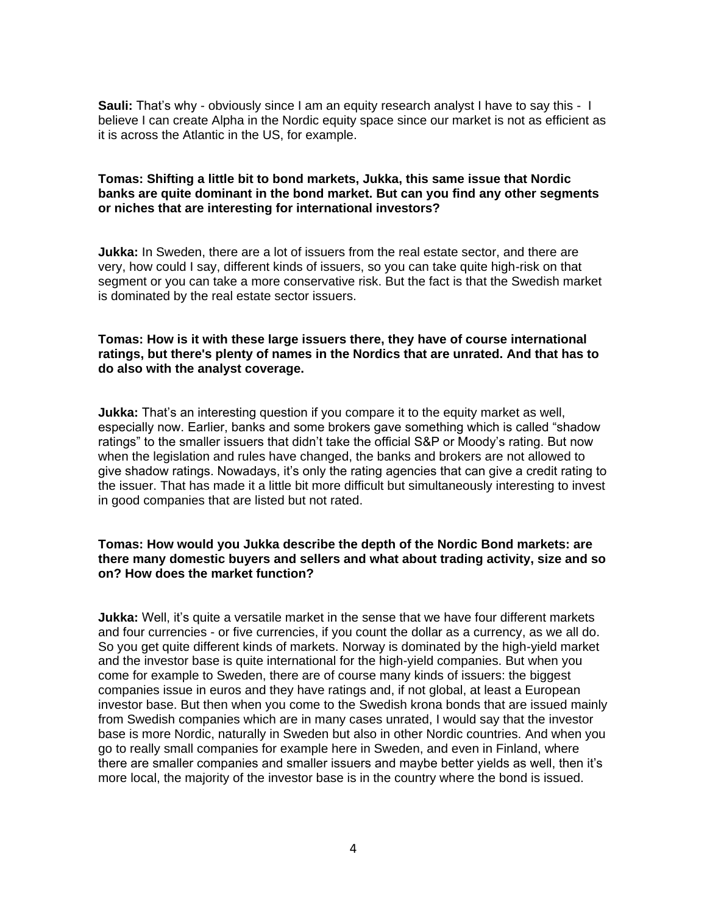**Sauli:** That's why - obviously since I am an equity research analyst I have to say this - I believe I can create Alpha in the Nordic equity space since our market is not as efficient as it is across the Atlantic in the US, for example.

**Tomas: Shifting a little bit to bond markets, Jukka, this same issue that Nordic banks are quite dominant in the bond market. But can you find any other segments or niches that are interesting for international investors?**

**Jukka:** In Sweden, there are a lot of issuers from the real estate sector, and there are very, how could I say, different kinds of issuers, so you can take quite high-risk on that segment or you can take a more conservative risk. But the fact is that the Swedish market is dominated by the real estate sector issuers.

**Tomas: How is it with these large issuers there, they have of course international ratings, but there's plenty of names in the Nordics that are unrated. And that has to do also with the analyst coverage.**

**Jukka:** That's an interesting question if you compare it to the equity market as well, especially now. Earlier, banks and some brokers gave something which is called "shadow ratings" to the smaller issuers that didn't take the official S&P or Moody's rating. But now when the legislation and rules have changed, the banks and brokers are not allowed to give shadow ratings. Nowadays, it's only the rating agencies that can give a credit rating to the issuer. That has made it a little bit more difficult but simultaneously interesting to invest in good companies that are listed but not rated.

**Tomas: How would you Jukka describe the depth of the Nordic Bond markets: are there many domestic buyers and sellers and what about trading activity, size and so on? How does the market function?**

**Jukka:** Well, it's quite a versatile market in the sense that we have four different markets and four currencies - or five currencies, if you count the dollar as a currency, as we all do. So you get quite different kinds of markets. Norway is dominated by the high-yield market and the investor base is quite international for the high-yield companies. But when you come for example to Sweden, there are of course many kinds of issuers: the biggest companies issue in euros and they have ratings and, if not global, at least a European investor base. But then when you come to the Swedish krona bonds that are issued mainly from Swedish companies which are in many cases unrated, I would say that the investor base is more Nordic, naturally in Sweden but also in other Nordic countries. And when you go to really small companies for example here in Sweden, and even in Finland, where there are smaller companies and smaller issuers and maybe better yields as well, then it's more local, the majority of the investor base is in the country where the bond is issued.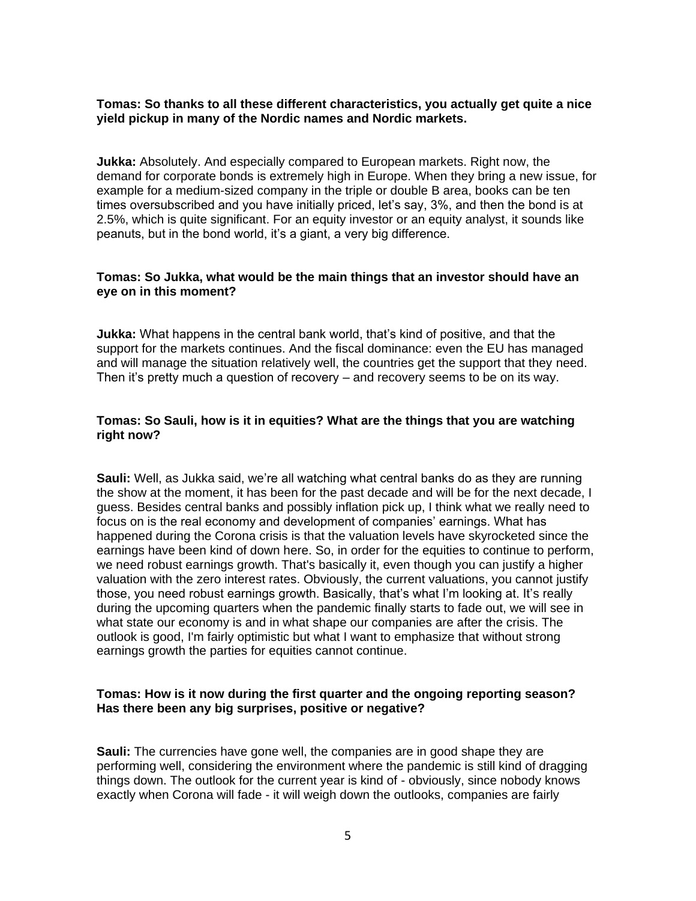**Tomas: So thanks to all these different characteristics, you actually get quite a nice yield pickup in many of the Nordic names and Nordic markets.**

**Jukka:** Absolutely. And especially compared to European markets. Right now, the demand for corporate bonds is extremely high in Europe. When they bring a new issue, for example for a medium-sized company in the triple or double B area, books can be ten times oversubscribed and you have initially priced, let's say, 3%, and then the bond is at 2.5%, which is quite significant. For an equity investor or an equity analyst, it sounds like peanuts, but in the bond world, it's a giant, a very big difference.

**Tomas: So Jukka, what would be the main things that an investor should have an eye on in this moment?**

**Jukka:** What happens in the central bank world, that's kind of positive, and that the support for the markets continues. And the fiscal dominance: even the EU has managed and will manage the situation relatively well, the countries get the support that they need. Then it's pretty much a question of recovery – and recovery seems to be on its way.

**Tomas: So Sauli, how is it in equities? What are the things that you are watching right now?**

**Sauli:** Well, as Jukka said, we're all watching what central banks do as they are running the show at the moment, it has been for the past decade and will be for the next decade, I guess. Besides central banks and possibly inflation pick up, I think what we really need to focus on is the real economy and development of companies' earnings. What has happened during the Corona crisis is that the valuation levels have skyrocketed since the earnings have been kind of down here. So, in order for the equities to continue to perform, we need robust earnings growth. That's basically it, even though you can justify a higher valuation with the zero interest rates. Obviously, the current valuations, you cannot justify those, you need robust earnings growth. Basically, that's what I'm looking at. It's really during the upcoming quarters when the pandemic finally starts to fade out, we will see in what state our economy is and in what shape our companies are after the crisis. The outlook is good, I'm fairly optimistic but what I want to emphasize that without strong earnings growth the parties for equities cannot continue.

**Tomas: How is it now during the first quarter and the ongoing reporting season? Has there been any big surprises, positive or negative?**

**Sauli:** The currencies have gone well, the companies are in good shape they are performing well, considering the environment where the pandemic is still kind of dragging things down. The outlook for the current year is kind of - obviously, since nobody knows exactly when Corona will fade - it will weigh down the outlooks, companies are fairly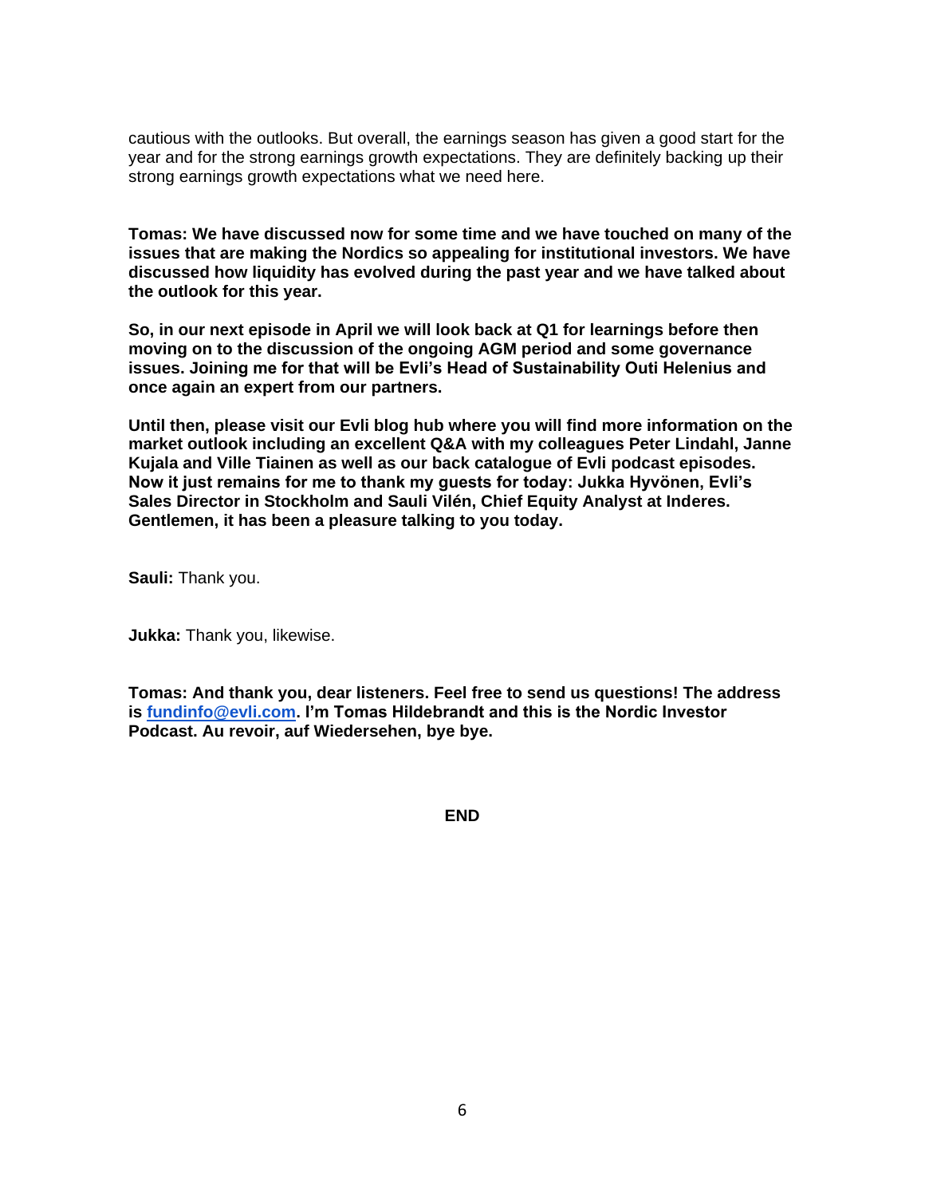cautious with the outlooks. But overall, the earnings season has given a good start for the year and for the strong earnings growth expectations. They are definitely backing up their strong earnings growth expectations what we need here.

**Tomas: We have discussed now for some time and we have touched on many of the issues that are making the Nordics so appealing for institutional investors. We have discussed how liquidity has evolved during the past year and we have talked about the outlook for this year.**

**So, in our next episode in April we will look back at Q1 for learnings before then moving on to the discussion of the ongoing AGM period and some governance issues. Joining me for that will be Evli's Head of Sustainability Outi Helenius and once again an expert from our partners.**

**Until then, please visit our Evli blog hub where you will find more information on the market outlook including an excellent Q&A with my colleagues Peter Lindahl, Janne Kujala and Ville Tiainen as well as our back catalogue of Evli podcast episodes. Now it just remains for me to thank my guests for today: Jukka Hyvönen, Evli's Sales Director in Stockholm and Sauli Vilén, Chief Equity Analyst at Inderes. Gentlemen, it has been a pleasure talking to you today.**

**Sauli:** Thank you.

**Jukka:** Thank you, likewise.

**Tomas: And thank you, dear listeners. Feel free to send us questions! The address is [fundinfo@evli.com](mailto:fundinfo@evli.com). I'm Tomas Hildebrandt and this is the Nordic Investor Podcast. Au revoir, auf Wiedersehen, bye bye.**

**END**